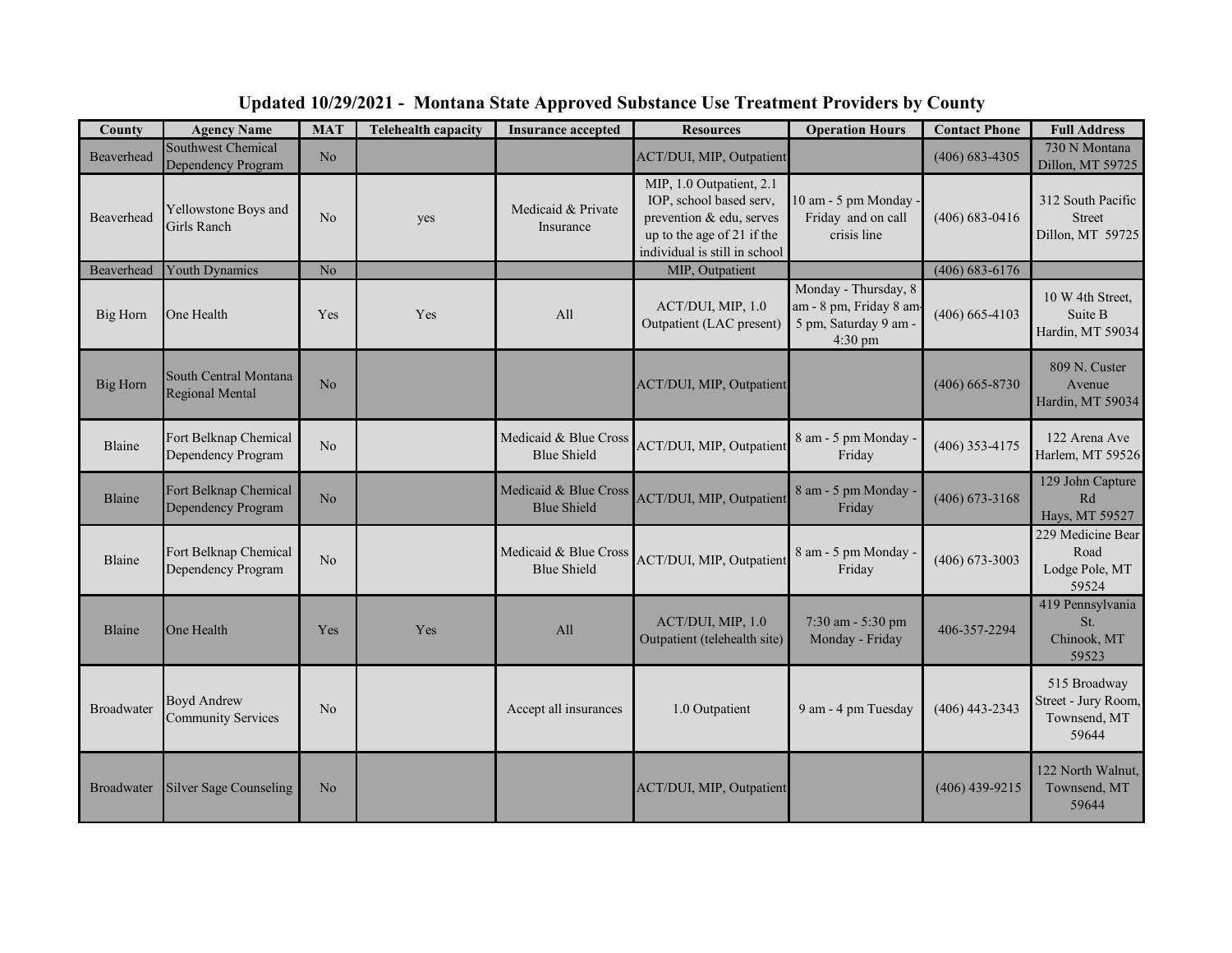# Updated 10/29/2021 - Montana State Approved Substance Use Treatment Providers by County

| County | Agency Name | MAT | Telehealth capacity | Insurance accepted | Resources | Operation Hours | Contact Phone | Full Address |
|---|---|---|---|---|---|---|---|---|
| Beaverhead | Southwest Chemical Dependency Program | No | | | ACT/DUI, MIP, Outpatient | | (406) 683-4305 | 730 N Montana Dillon, MT 59725 |
| Beaverhead | Yellowstone Boys and Girls Ranch | No | yes | Medicaid & Private Insurance | MIP, 1.0 Outpatient, 2.1 IOP, school based serv, prevention & edu, serves up to the age of 21 if the individual is still in school | 10 am - 5 pm Monday - Friday and on call crisis line | (406) 683-0416 | 312 South Pacific Street Dillon, MT 59725 |
| Beaverhead | Youth Dynamics | No | | | MIP, Outpatient | | (406) 683-6176 | |
| Big Horn | One Health | Yes | Yes | All | ACT/DUI, MIP, 1.0 Outpatient (LAC present) | Monday - Thursday, 8 am - 8 pm, Friday 8 am-5 pm, Saturday 9 am - 4:30 pm | (406) 665-4103 | 10 W 4th Street, Suite B Hardin, MT 59034 |
| Big Horn | South Central Montana Regional Mental | No | | | ACT/DUI, MIP, Outpatient | | (406) 665-8730 | 809 N. Custer Avenue Hardin, MT 59034 |
| Blaine | Fort Belknap Chemical Dependency Program | No | | Medicaid & Blue Cross Blue Shield | ACT/DUI, MIP, Outpatient | 8 am - 5 pm Monday - Friday | (406) 353-4175 | 122 Arena Ave Harlem, MT 59526 |
| Blaine | Fort Belknap Chemical Dependency Program | No | | Medicaid & Blue Cross Blue Shield | ACT/DUI, MIP, Outpatient | 8 am - 5 pm Monday - Friday | (406) 673-3168 | 129 John Capture Rd Hays, MT 59527 |
| Blaine | Fort Belknap Chemical Dependency Program | No | | Medicaid & Blue Cross Blue Shield | ACT/DUI, MIP, Outpatient | 8 am - 5 pm Monday - Friday | (406) 673-3003 | 229 Medicine Bear Road Lodge Pole, MT 59524 |
| Blaine | One Health | Yes | Yes | All | ACT/DUI, MIP, 1.0 Outpatient (telehealth site) | 7:30 am - 5:30 pm Monday - Friday | 406-357-2294 | 419 Pennsylvania St. Chinook, MT 59523 |
| Broadwater | Boyd Andrew Community Services | No | | Accept all insurances | 1.0 Outpatient | 9 am - 4 pm Tuesday | (406) 443-2343 | 515 Broadway Street - Jury Room, Townsend, MT 59644 |
| Broadwater | Silver Sage Counseling | No | | | ACT/DUI, MIP, Outpatient | | (406) 439-9215 | 122 North Walnut, Townsend, MT 59644 |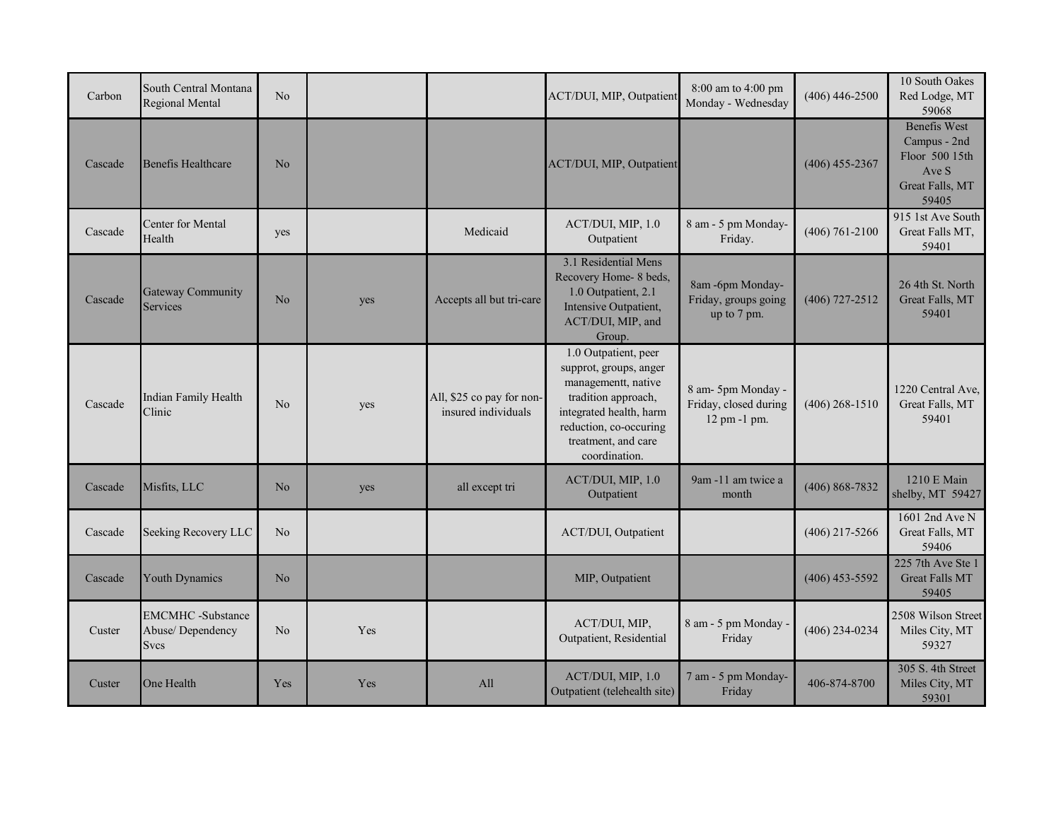| | | | | | | | | |
|---|---|---|---|---|---|---|---|---|
| Carbon | South Central Montana Regional Mental | No | | | ACT/DUI, MIP, Outpatient | 8:00 am to 4:00 pm Monday - Wednesday | (406) 446-2500 | 10 South Oakes Red Lodge, MT 59068 |
| Cascade | Benefis Healthcare | No | | | ACT/DUI, MIP, Outpatient | | (406) 455-2367 | Benefis West Campus - 2nd Floor 500 15th Ave S Great Falls, MT 59405 |
| Cascade | Center for Mental Health | yes | | Medicaid | ACT/DUI, MIP, 1.0 Outpatient | 8 am - 5 pm Monday-Friday. | (406) 761-2100 | 915 1st Ave South Great Falls MT, 59401 |
| Cascade | Gateway Community Services | No | yes | Accepts all but tri-care | 3.1 Residential Mens Recovery Home- 8 beds, 1.0 Outpatient, 2.1 Intensive Outpatient, ACT/DUI, MIP, and Group. | 8am -6pm Monday-Friday, groups going up to 7 pm. | (406) 727-2512 | 26 4th St. North Great Falls, MT 59401 |
| Cascade | Indian Family Health Clinic | No | yes | All, $25 co pay for non-insured individuals | 1.0 Outpatient, peer supprot, groups, anger managementt, native tradition approach, integrated health, harm reduction, co-occuring treatment, and care coordination. | 8 am- 5pm Monday - Friday, closed during 12 pm -1 pm. | (406) 268-1510 | 1220 Central Ave, Great Falls, MT 59401 |
| Cascade | Misfits, LLC | No | yes | all except tri | ACT/DUI, MIP, 1.0 Outpatient | 9am -11 am twice a month | (406) 868-7832 | 1210 E Main shelby, MT 59427 |
| Cascade | Seeking Recovery LLC | No | | | ACT/DUI, Outpatient | | (406) 217-5266 | 1601 2nd Ave N Great Falls, MT 59406 |
| Cascade | Youth Dynamics | No | | | MIP, Outpatient | | (406) 453-5592 | 225 7th Ave Ste 1 Great Falls MT 59405 |
| Custer | EMCMHC -Substance Abuse/ Dependency Svcs | No | Yes | | ACT/DUI, MIP, Outpatient, Residential | 8 am - 5 pm Monday - Friday | (406) 234-0234 | 2508 Wilson Street Miles City, MT 59327 |
| Custer | One Health | Yes | Yes | All | ACT/DUI, MIP, 1.0 Outpatient (telehealth site) | 7 am - 5 pm Monday-Friday | 406-874-8700 | 305 S. 4th Street Miles City, MT 59301 |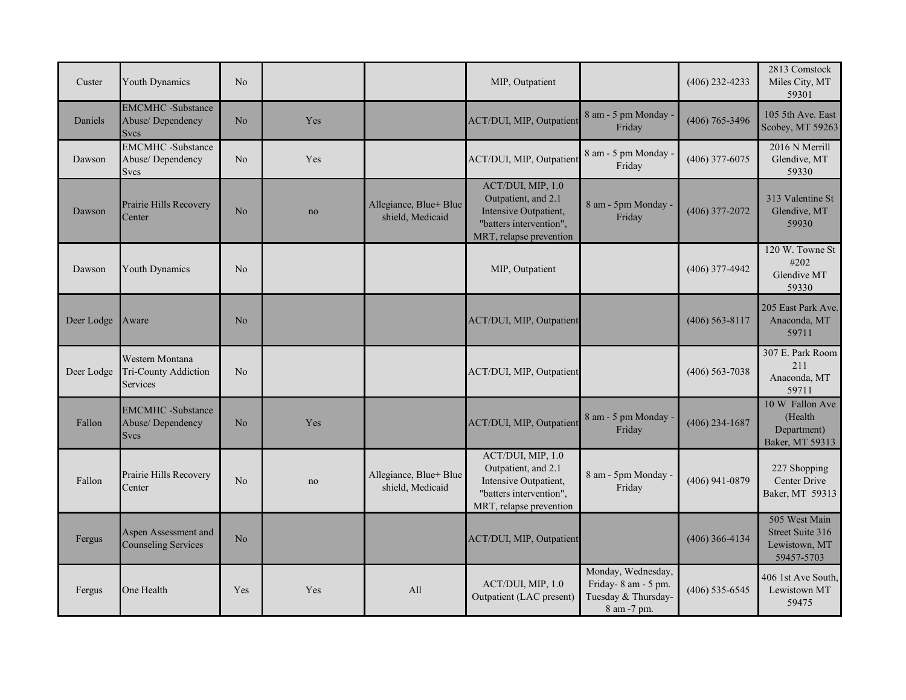| | | | | | | | | |
|---|---|---|---|---|---|---|---|---|
| Custer | Youth Dynamics | No | | | MIP, Outpatient | | (406) 232-4233 | 2813 Comstock Miles City, MT 59301 |
| Daniels | EMCMHC -Substance Abuse/ Dependency Svcs | No | Yes | | ACT/DUI, MIP, Outpatient | 8 am - 5 pm Monday - Friday | (406) 765-3496 | 105 5th Ave. East Scobey, MT 59263 |
| Dawson | EMCMHC -Substance Abuse/ Dependency Svcs | No | Yes | | ACT/DUI, MIP, Outpatient | 8 am - 5 pm Monday - Friday | (406) 377-6075 | 2016 N Merrill Glendive, MT 59330 |
| Dawson | Prairie Hills Recovery Center | No | no | Allegiance, Blue+ Blue shield, Medicaid | ACT/DUI, MIP, 1.0 Outpatient, and 2.1 Intensive Outpatient, "batters intervention", MRT, relapse prevention | 8 am - 5pm Monday - Friday | (406) 377-2072 | 313 Valentine St Glendive, MT 59930 |
| Dawson | Youth Dynamics | No | | | MIP, Outpatient | | (406) 377-4942 | 120 W. Towne St #202 Glendive MT 59330 |
| Deer Lodge | Aware | No | | | ACT/DUI, MIP, Outpatient | | (406) 563-8117 | 205 East Park Ave. Anaconda, MT 59711 |
| Deer Lodge | Western Montana Tri-County Addiction Services | No | | | ACT/DUI, MIP, Outpatient | | (406) 563-7038 | 307 E. Park Room 211 Anaconda, MT 59711 |
| Fallon | EMCMHC -Substance Abuse/ Dependency Svcs | No | Yes | | ACT/DUI, MIP, Outpatient | 8 am - 5 pm Monday - Friday | (406) 234-1687 | 10 W Fallon Ave (Health Department) Baker, MT 59313 |
| Fallon | Prairie Hills Recovery Center | No | no | Allegiance, Blue+ Blue shield, Medicaid | ACT/DUI, MIP, 1.0 Outpatient, and 2.1 Intensive Outpatient, "batters intervention", MRT, relapse prevention | 8 am - 5pm Monday - Friday | (406) 941-0879 | 227 Shopping Center Drive Baker, MT 59313 |
| Fergus | Aspen Assessment and Counseling Services | No | | | ACT/DUI, MIP, Outpatient | | (406) 366-4134 | 505 West Main Street Suite 316 Lewistown, MT 59457-5703 |
| Fergus | One Health | Yes | Yes | All | ACT/DUI, MIP, 1.0 Outpatient (LAC present) | Monday, Wednesday, Friday- 8 am - 5 pm. Tuesday & Thursday- 8 am -7 pm. | (406) 535-6545 | 406 1st Ave South, Lewistown MT 59475 |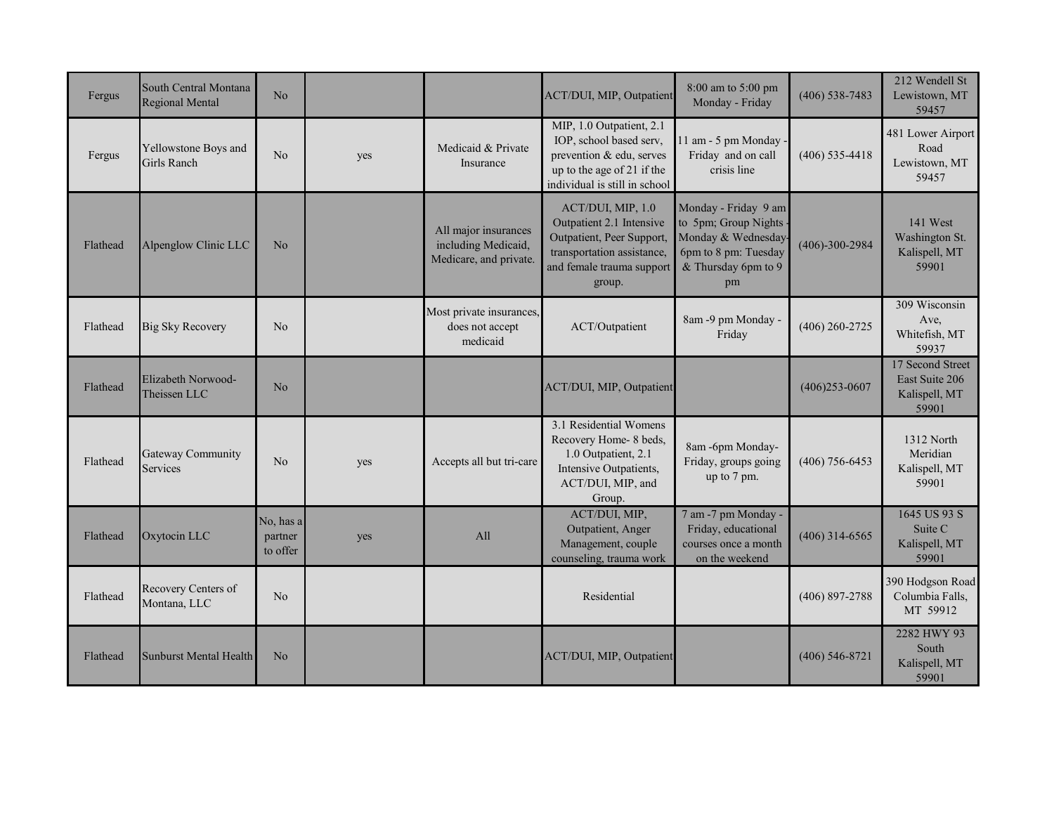| | | | | | | | | |
|---|---|---|---|---|---|---|---|---|
| Fergus | South Central Montana Regional Mental | No | | | ACT/DUI, MIP, Outpatient | 8:00 am to 5:00 pm Monday - Friday | (406) 538-7483 | 212 Wendell St Lewistown, MT 59457 |
| Fergus | Yellowstone Boys and Girls Ranch | No | yes | Medicaid & Private Insurance | MIP, 1.0 Outpatient, 2.1 IOP, school based serv, prevention & edu, serves up to the age of 21 if the individual is still in school | 11 am - 5 pm Monday - Friday and on call crisis line | (406) 535-4418 | 481 Lower Airport Road Lewistown, MT 59457 |
| Flathead | Alpenglow Clinic LLC | No | | All major insurances including Medicaid, Medicare, and private. | ACT/DUI, MIP, 1.0 Outpatient 2.1 Intensive Outpatient, Peer Support, transportation assistance, and female trauma support group. | Monday - Friday 9 am to 5pm; Group Nights - Monday & Wednesday- 6pm to 8 pm: Tuesday & Thursday 6pm to 9 pm | (406)-300-2984 | 141 West Washington St. Kalispell, MT 59901 |
| Flathead | Big Sky Recovery | No | | Most private insurances, does not accept medicaid | ACT/Outpatient | 8am -9 pm Monday - Friday | (406) 260-2725 | 309 Wisconsin Ave, Whitefish, MT 59937 |
| Flathead | Elizabeth Norwood-Theissen LLC | No | | | ACT/DUI, MIP, Outpatient | | (406)253-0607 | 17 Second Street East Suite 206 Kalispell, MT 59901 |
| Flathead | Gateway Community Services | No | yes | Accepts all but tri-care | 3.1 Residential Womens Recovery Home- 8 beds, 1.0 Outpatient, 2.1 Intensive Outpatients, ACT/DUI, MIP, and Group. | 8am -6pm Monday-Friday, groups going up to 7 pm. | (406) 756-6453 | 1312 North Meridian Kalispell, MT 59901 |
| Flathead | Oxytocin LLC | No, has a partner to offer | yes | All | ACT/DUI, MIP, Outpatient, Anger Management, couple counseling, trauma work | 7 am -7 pm Monday - Friday, educational courses once a month on the weekend | (406) 314-6565 | 1645 US 93 S Suite C Kalispell, MT 59901 |
| Flathead | Recovery Centers of Montana, LLC | No | | | Residential | | (406) 897-2788 | 390 Hodgson Road Columbia Falls, MT 59912 |
| Flathead | Sunburst Mental Health | No | | | ACT/DUI, MIP, Outpatient | | (406) 546-8721 | 2282 HWY 93 South Kalispell, MT 59901 |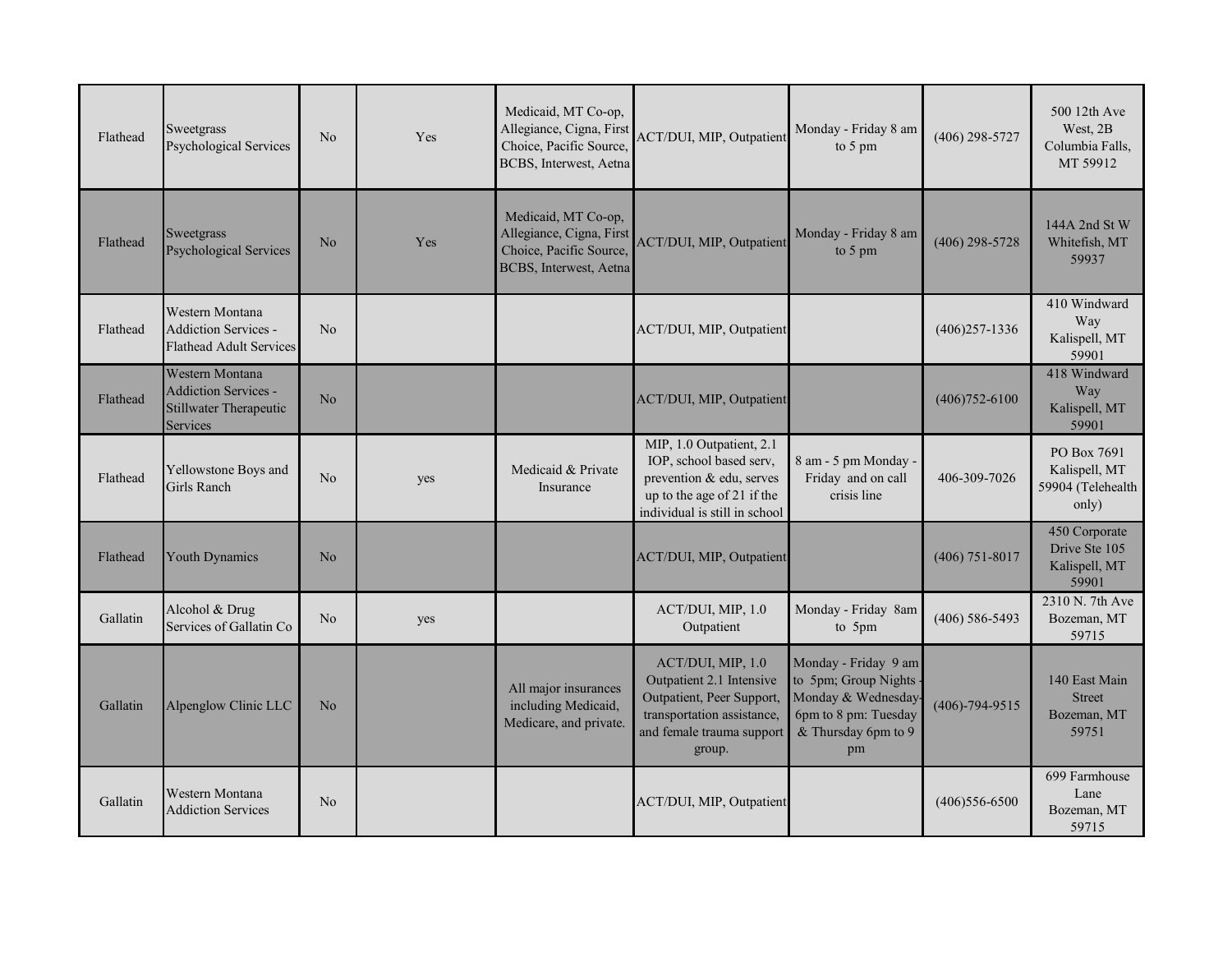| | | | | | | | | |
|---|---|---|---|---|---|---|---|---|
| Flathead | Sweetgrass Psychological Services | No | Yes | Medicaid, MT Co-op, Allegiance, Cigna, First Choice, Pacific Source, BCBS, Interwest, Aetna | ACT/DUI, MIP, Outpatient | Monday - Friday 8 am to 5 pm | (406) 298-5727 | 500 12th Ave West, 2B Columbia Falls, MT 59912 |
| Flathead | Sweetgrass Psychological Services | No | Yes | Medicaid, MT Co-op, Allegiance, Cigna, First Choice, Pacific Source, BCBS, Interwest, Aetna | ACT/DUI, MIP, Outpatient | Monday - Friday 8 am to 5 pm | (406) 298-5728 | 144A 2nd St W Whitefish, MT 59937 |
| Flathead | Western Montana Addiction Services - Flathead Adult Services | No | | | ACT/DUI, MIP, Outpatient | | (406)257-1336 | 410 Windward Way Kalispell, MT 59901 |
| Flathead | Western Montana Addiction Services - Stillwater Therapeutic Services | No | | | ACT/DUI, MIP, Outpatient | | (406)752-6100 | 418 Windward Way Kalispell, MT 59901 |
| Flathead | Yellowstone Boys and Girls Ranch | No | yes | Medicaid & Private Insurance | MIP, 1.0 Outpatient, 2.1 IOP, school based serv, prevention & edu, serves up to the age of 21 if the individual is still in school | 8 am - 5 pm Monday - Friday and on call crisis line | 406-309-7026 | PO Box 7691 Kalispell, MT 59904 (Telehealth only) |
| Flathead | Youth Dynamics | No | | | ACT/DUI, MIP, Outpatient | | (406) 751-8017 | 450 Corporate Drive Ste 105 Kalispell, MT 59901 |
| Gallatin | Alcohol & Drug Services of Gallatin Co | No | yes | | ACT/DUI, MIP, 1.0 Outpatient | Monday - Friday 8am to 5pm | (406) 586-5493 | 2310 N. 7th Ave Bozeman, MT 59715 |
| Gallatin | Alpenglow Clinic LLC | No | | All major insurances including Medicaid, Medicare, and private. | ACT/DUI, MIP, 1.0 Outpatient 2.1 Intensive Outpatient, Peer Support, transportation assistance, and female trauma support group. | Monday - Friday 9 am to 5pm; Group Nights - Monday & Wednesday- 6pm to 8 pm: Tuesday & Thursday 6pm to 9 pm | (406)-794-9515 | 140 East Main Street Bozeman, MT 59751 |
| Gallatin | Western Montana Addiction Services | No | | | ACT/DUI, MIP, Outpatient | | (406)556-6500 | 699 Farmhouse Lane Bozeman, MT 59715 |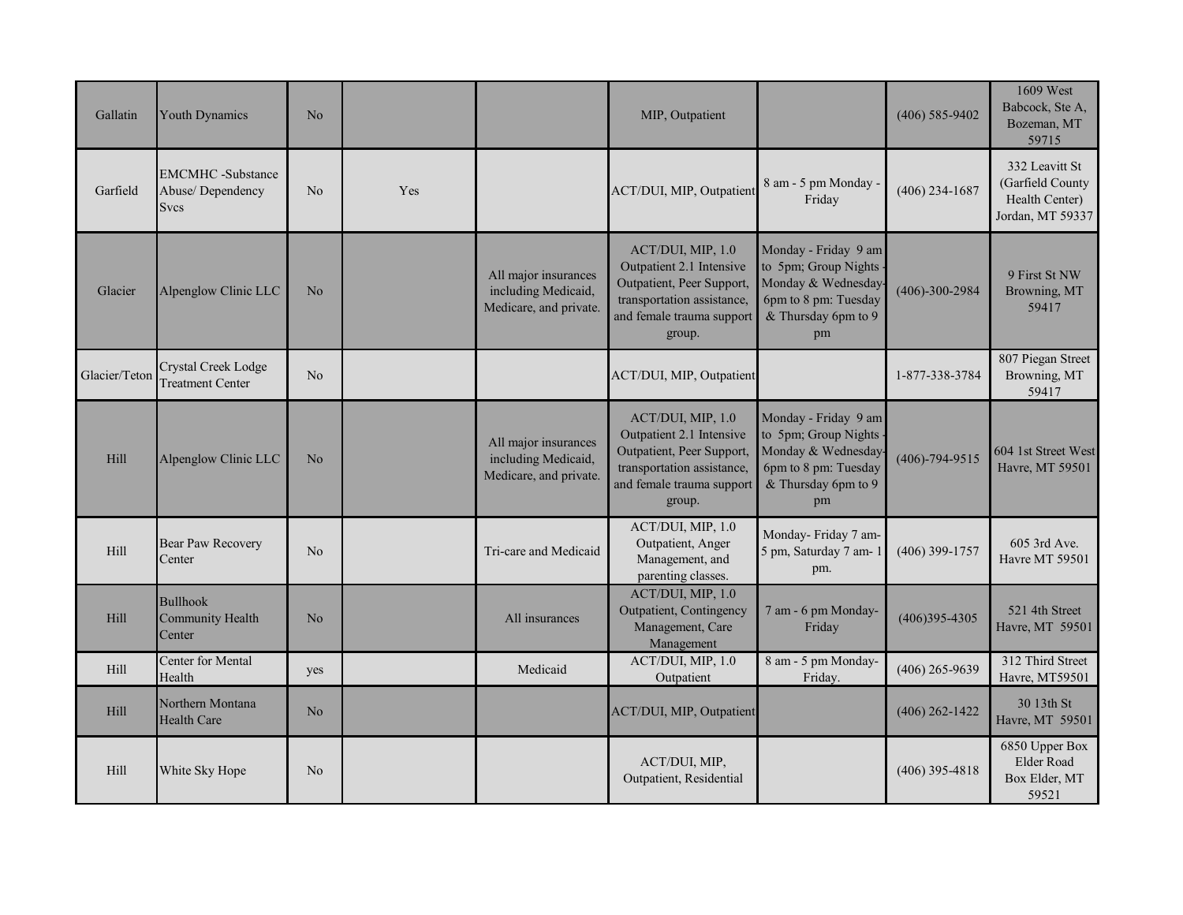| | | | | | | | | |
|---|---|---|---|---|---|---|---|---|
| Gallatin | Youth Dynamics | No | | | MIP, Outpatient | | (406) 585-9402 | 1609 West Babcock, Ste A, Bozeman, MT 59715 |
| Garfield | EMCMHC -Substance Abuse/ Dependency Svcs | No | Yes | | ACT/DUI, MIP, Outpatient | 8 am - 5 pm Monday - Friday | (406) 234-1687 | 332 Leavitt St (Garfield County Health Center) Jordan, MT 59337 |
| Glacier | Alpenglow Clinic LLC | No | | All major insurances including Medicaid, Medicare, and private. | ACT/DUI, MIP, 1.0 Outpatient 2.1 Intensive Outpatient, Peer Support, transportation assistance, and female trauma support group. | Monday - Friday 9 am to 5pm; Group Nights - Monday & Wednesday- 6pm to 8 pm: Tuesday & Thursday 6pm to 9 pm | (406)-300-2984 | 9 First St NW Browning, MT 59417 |
| Glacier/Teton | Crystal Creek Lodge Treatment Center | No | | | ACT/DUI, MIP, Outpatient | | 1-877-338-3784 | 807 Piegan Street Browning, MT 59417 |
| Hill | Alpenglow Clinic LLC | No | | All major insurances including Medicaid, Medicare, and private. | ACT/DUI, MIP, 1.0 Outpatient 2.1 Intensive Outpatient, Peer Support, transportation assistance, and female trauma support group. | Monday - Friday 9 am to 5pm; Group Nights - Monday & Wednesday- 6pm to 8 pm: Tuesday & Thursday 6pm to 9 pm | (406)-794-9515 | 604 1st Street West Havre, MT 59501 |
| Hill | Bear Paw Recovery Center | No | | Tri-care and Medicaid | ACT/DUI, MIP, 1.0 Outpatient, Anger Management, and parenting classes. | Monday- Friday 7 am-5 pm, Saturday 7 am- 1 pm. | (406) 399-1757 | 605 3rd Ave. Havre MT 59501 |
| Hill | Bullhook Community Health Center | No | | All insurances | ACT/DUI, MIP, 1.0 Outpatient, Contingency Management, Care Management | 7 am - 6 pm Monday- Friday | (406)395-4305 | 521 4th Street Havre, MT 59501 |
| Hill | Center for Mental Health | yes | | Medicaid | ACT/DUI, MIP, 1.0 Outpatient | 8 am - 5 pm Monday- Friday. | (406) 265-9639 | 312 Third Street Havre, MT59501 |
| Hill | Northern Montana Health Care | No | | | ACT/DUI, MIP, Outpatient | | (406) 262-1422 | 30 13th St Havre, MT 59501 |
| Hill | White Sky Hope | No | | | ACT/DUI, MIP, Outpatient, Residential | | (406) 395-4818 | 6850 Upper Box Elder Road Box Elder, MT 59521 |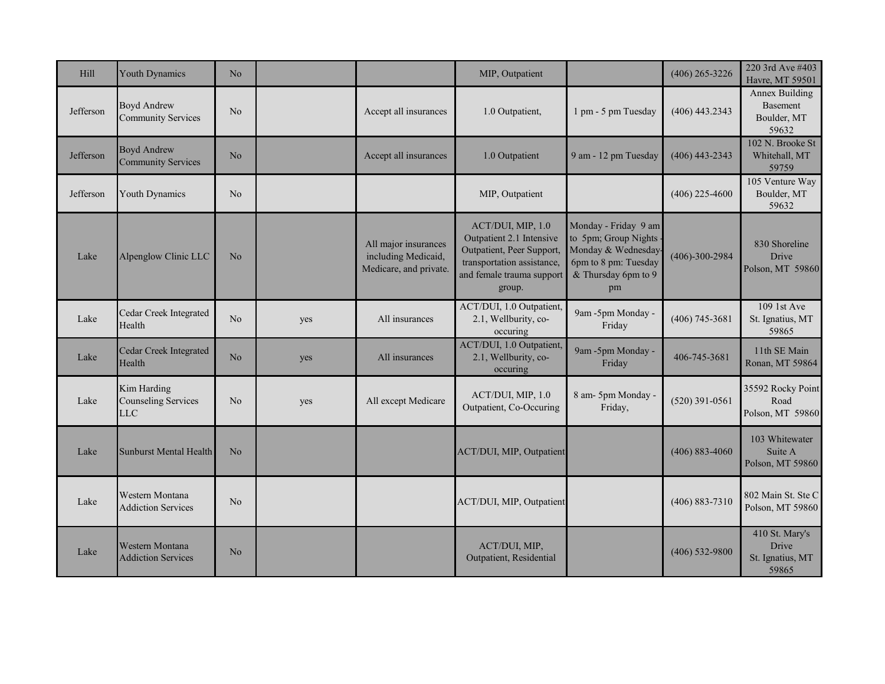| | | | | | | | | |
|---|---|---|---|---|---|---|---|---|
| Hill | Youth Dynamics | No | | | MIP, Outpatient | | (406) 265-3226 | 220 3rd Ave #403 Havre, MT 59501 |
| Jefferson | Boyd Andrew Community Services | No | | Accept all insurances | 1.0 Outpatient, | 1 pm - 5 pm Tuesday | (406) 443.2343 | Annex Building Basement Boulder, MT 59632 |
| Jefferson | Boyd Andrew Community Services | No | | Accept all insurances | 1.0 Outpatient | 9 am - 12 pm Tuesday | (406) 443-2343 | 102 N. Brooke St Whitehall, MT 59759 |
| Jefferson | Youth Dynamics | No | | | MIP, Outpatient | | (406) 225-4600 | 105 Venture Way Boulder, MT 59632 |
| Lake | Alpenglow Clinic LLC | No | | All major insurances including Medicaid, Medicare, and private. | ACT/DUI, MIP, 1.0 Outpatient 2.1 Intensive Outpatient, Peer Support, transportation assistance, and female trauma support group. | Monday - Friday 9 am to 5pm; Group Nights - Monday & Wednesday- 6pm to 8 pm: Tuesday & Thursday 6pm to 9 pm | (406)-300-2984 | 830 Shoreline Drive Polson, MT 59860 |
| Lake | Cedar Creek Integrated Health | No | yes | All insurances | ACT/DUI, 1.0 Outpatient, 2.1, Wellburity, co-occuring | 9am -5pm Monday - Friday | (406) 745-3681 | 109 1st Ave St. Ignatius, MT 59865 |
| Lake | Cedar Creek Integrated Health | No | yes | All insurances | ACT/DUI, 1.0 Outpatient, 2.1, Wellburity, co-occuring | 9am -5pm Monday - Friday | 406-745-3681 | 11th SE Main Ronan, MT 59864 |
| Lake | Kim Harding Counseling Services LLC | No | yes | All except Medicare | ACT/DUI, MIP, 1.0 Outpatient, Co-Occuring | 8 am- 5pm Monday - Friday, | (520) 391-0561 | 35592 Rocky Point Road Polson, MT 59860 |
| Lake | Sunburst Mental Health | No | | | ACT/DUI, MIP, Outpatient | | (406) 883-4060 | 103 Whitewater Suite A Polson, MT 59860 |
| Lake | Western Montana Addiction Services | No | | | ACT/DUI, MIP, Outpatient | | (406) 883-7310 | 802 Main St. Ste C Polson, MT 59860 |
| Lake | Western Montana Addiction Services | No | | | ACT/DUI, MIP, Outpatient, Residential | | (406) 532-9800 | 410 St. Mary's Drive St. Ignatius, MT 59865 |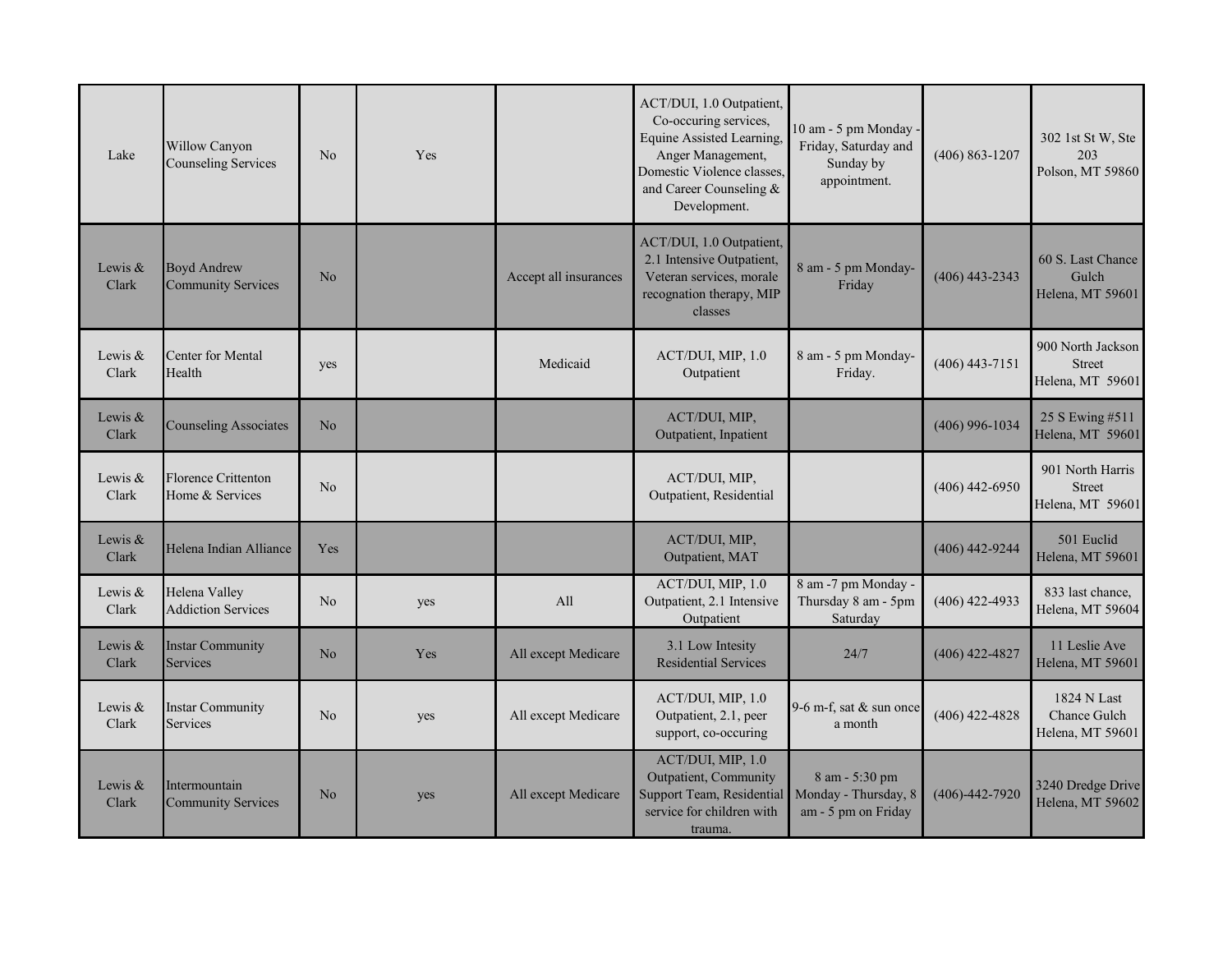| | | | | | | | | |
|---|---|---|---|---|---|---|---|---|
| Lake | Willow Canyon Counseling Services | No | Yes | | ACT/DUI, 1.0 Outpatient, Co-occuring services, Equine Assisted Learning, Anger Management, Domestic Violence classes, and Career Counseling & Development. | 10 am - 5 pm Monday - Friday, Saturday and Sunday by appointment. | (406) 863-1207 | 302 1st St W, Ste 203 Polson, MT 59860 |
| Lewis & Clark | Boyd Andrew Community Services | No | | Accept all insurances | ACT/DUI, 1.0 Outpatient, 2.1 Intensive Outpatient, Veteran services, morale recognation therapy, MIP classes | 8 am - 5 pm Monday-Friday | (406) 443-2343 | 60 S. Last Chance Gulch Helena, MT 59601 |
| Lewis & Clark | Center for Mental Health | yes | | Medicaid | ACT/DUI, MIP, 1.0 Outpatient | 8 am - 5 pm Monday-Friday. | (406) 443-7151 | 900 North Jackson Street Helena, MT 59601 |
| Lewis & Clark | Counseling Associates | No | | | ACT/DUI, MIP, Outpatient, Inpatient | | (406) 996-1034 | 25 S Ewing #511 Helena, MT 59601 |
| Lewis & Clark | Florence Crittenton Home & Services | No | | | ACT/DUI, MIP, Outpatient, Residential | | (406) 442-6950 | 901 North Harris Street Helena, MT 59601 |
| Lewis & Clark | Helena Indian Alliance | Yes | | | ACT/DUI, MIP, Outpatient, MAT | | (406) 442-9244 | 501 Euclid Helena, MT 59601 |
| Lewis & Clark | Helena Valley Addiction Services | No | yes | All | ACT/DUI, MIP, 1.0 Outpatient, 2.1 Intensive Outpatient | 8 am -7 pm Monday - Thursday 8 am - 5pm Saturday | (406) 422-4933 | 833 last chance, Helena, MT 59604 |
| Lewis & Clark | Instar Community Services | No | Yes | All except Medicare | 3.1 Low Intesity Residential Services | 24/7 | (406) 422-4827 | 11 Leslie Ave Helena, MT 59601 |
| Lewis & Clark | Instar Community Services | No | yes | All except Medicare | ACT/DUI, MIP, 1.0 Outpatient, 2.1, peer support, co-occuring | 9-6 m-f, sat & sun once a month | (406) 422-4828 | 1824 N Last Chance Gulch Helena, MT 59601 |
| Lewis & Clark | Intermountain Community Services | No | yes | All except Medicare | ACT/DUI, MIP, 1.0 Outpatient, Community Support Team, Residential service for children with trauma. | 8 am - 5:30 pm Monday - Thursday, 8 am - 5 pm on Friday | (406)-442-7920 | 3240 Dredge Drive Helena, MT 59602 |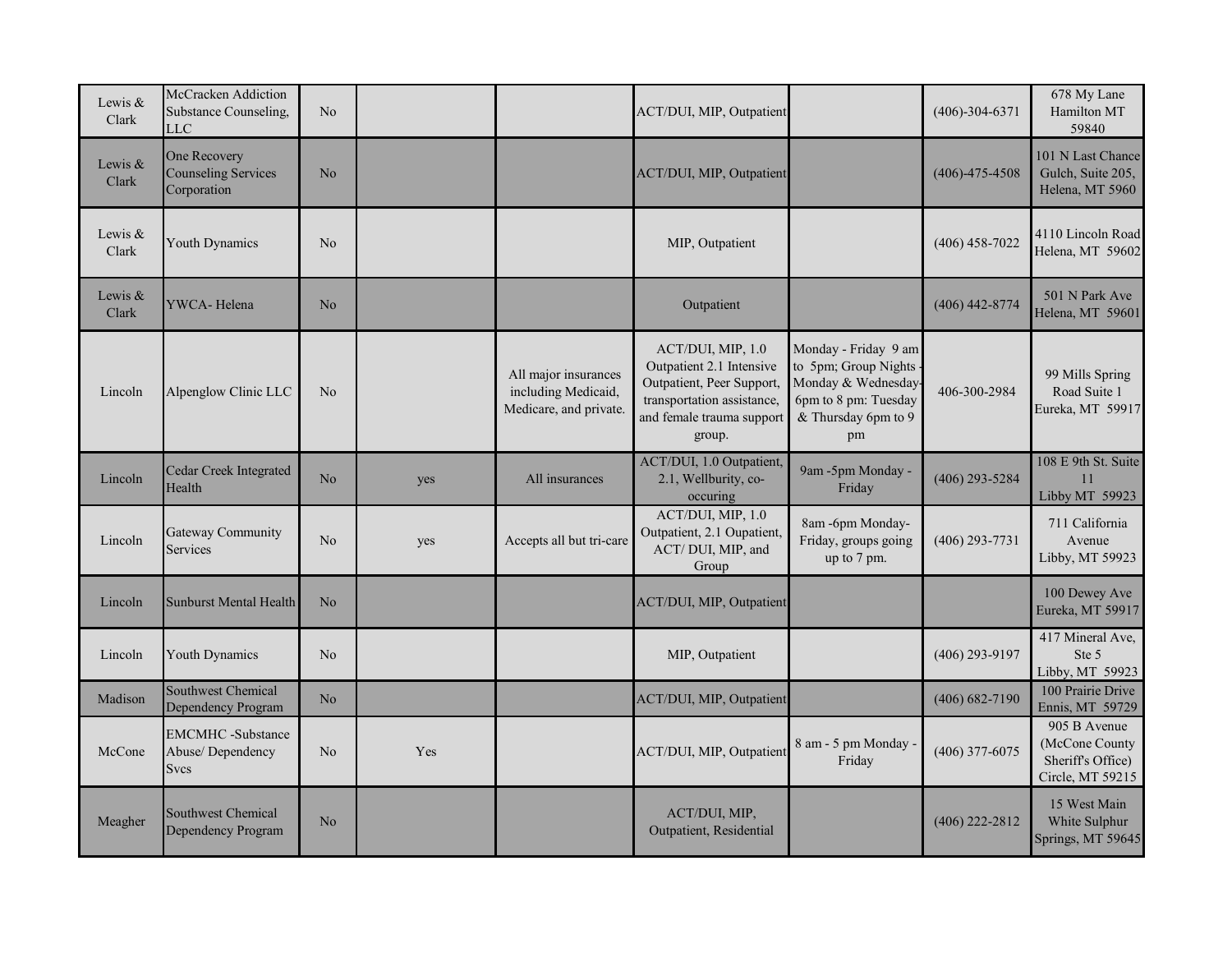| | | | | | | | | |
|---|---|---|---|---|---|---|---|---|
| Lewis & Clark | McCracken Addiction Substance Counseling, LLC | No | | | ACT/DUI, MIP, Outpatient | | (406)-304-6371 | 678 My Lane Hamilton MT 59840 |
| Lewis & Clark | One Recovery Counseling Services Corporation | No | | | ACT/DUI, MIP, Outpatient | | (406)-475-4508 | 101 N Last Chance Gulch, Suite 205, Helena, MT 5960 |
| Lewis & Clark | Youth Dynamics | No | | | MIP, Outpatient | | (406) 458-7022 | 4110 Lincoln Road Helena, MT 59602 |
| Lewis & Clark | YWCA- Helena | No | | | Outpatient | | (406) 442-8774 | 501 N Park Ave Helena, MT 59601 |
| Lincoln | Alpenglow Clinic LLC | No | | All major insurances including Medicaid, Medicare, and private. | ACT/DUI, MIP, 1.0 Outpatient 2.1 Intensive Outpatient, Peer Support, transportation assistance, and female trauma support group. | Monday - Friday 9 am to 5pm; Group Nights - Monday & Wednesday- 6pm to 8 pm: Tuesday & Thursday 6pm to 9 pm | 406-300-2984 | 99 Mills Spring Road Suite 1 Eureka, MT 59917 |
| Lincoln | Cedar Creek Integrated Health | No | yes | All insurances | ACT/DUI, 1.0 Outpatient, 2.1, Wellburity, co-occuring | 9am -5pm Monday - Friday | (406) 293-5284 | 108 E 9th St. Suite 11 Libby MT 59923 |
| Lincoln | Gateway Community Services | No | yes | Accepts all but tri-care | ACT/DUI, MIP, 1.0 Outpatient, 2.1 Oupatient, ACT/ DUI, MIP, and Group | 8am -6pm Monday-Friday, groups going up to 7 pm. | (406) 293-7731 | 711 California Avenue Libby, MT 59923 |
| Lincoln | Sunburst Mental Health | No | | | ACT/DUI, MIP, Outpatient | | | 100 Dewey Ave Eureka, MT 59917 |
| Lincoln | Youth Dynamics | No | | | MIP, Outpatient | | (406) 293-9197 | 417 Mineral Ave, Ste 5 Libby, MT 59923 |
| Madison | Southwest Chemical Dependency Program | No | | | ACT/DUI, MIP, Outpatient | | (406) 682-7190 | 100 Prairie Drive Ennis, MT 59729 |
| McCone | EMCMHC -Substance Abuse/ Dependency Svcs | No | Yes | | ACT/DUI, MIP, Outpatient | 8 am - 5 pm Monday - Friday | (406) 377-6075 | 905 B Avenue (McCone County Sheriff's Office) Circle, MT 59215 |
| Meagher | Southwest Chemical Dependency Program | No | | | ACT/DUI, MIP, Outpatient, Residential | | (406) 222-2812 | 15 West Main White Sulphur Springs, MT 59645 |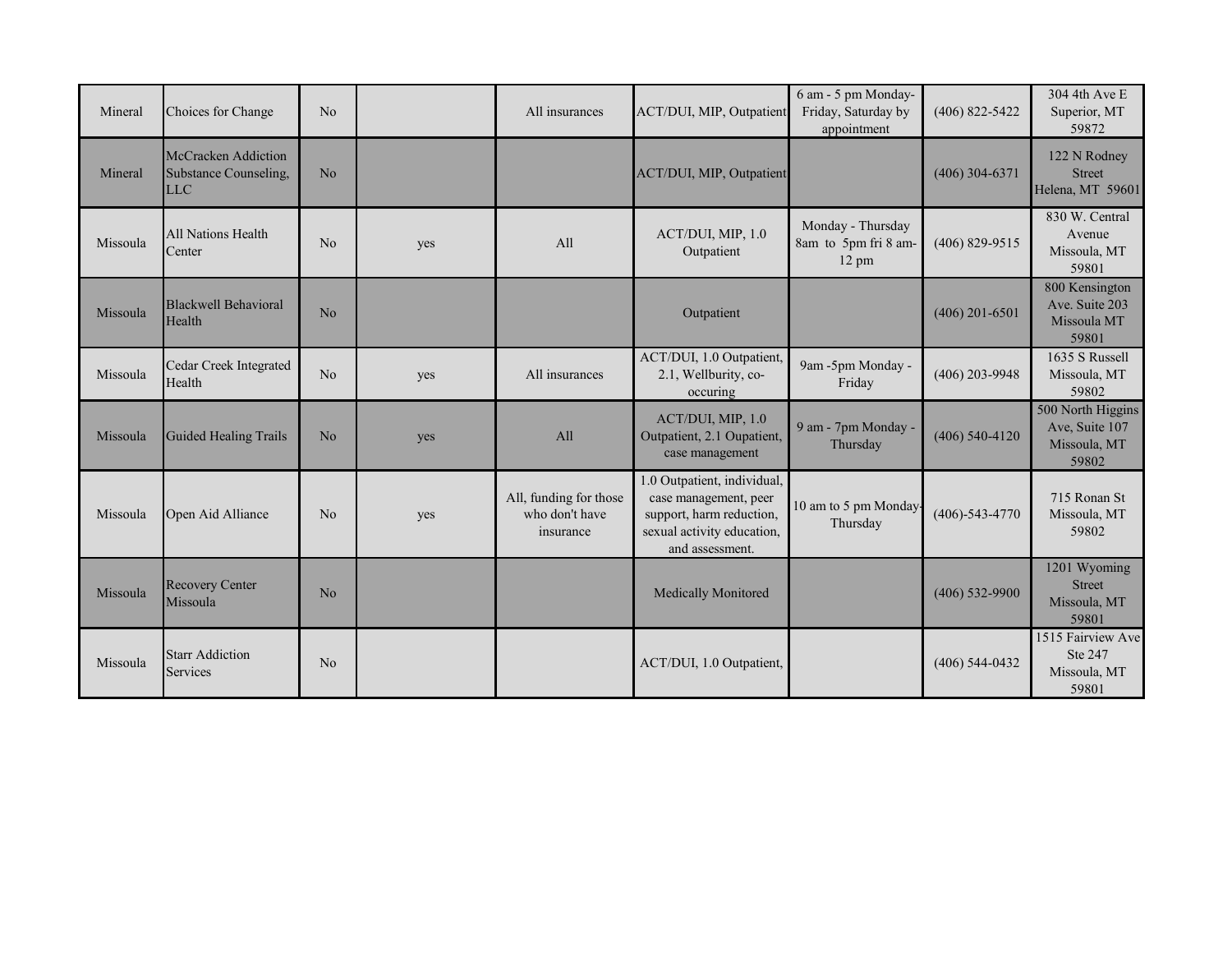| | | | | | | | | |
|---|---|---|---|---|---|---|---|---|
| Mineral | Choices for Change | No | | All insurances | ACT/DUI, MIP, Outpatient | 6 am - 5 pm Monday-Friday, Saturday by appointment | (406) 822-5422 | 304 4th Ave E Superior, MT 59872 |
| Mineral | McCracken Addiction Substance Counseling, LLC | No | | | ACT/DUI, MIP, Outpatient | | (406) 304-6371 | 122 N Rodney Street Helena, MT 59601 |
| Missoula | All Nations Health Center | No | yes | All | ACT/DUI, MIP, 1.0 Outpatient | Monday - Thursday 8am to 5pm fri 8 am-12 pm | (406) 829-9515 | 830 W. Central Avenue Missoula, MT 59801 |
| Missoula | Blackwell Behavioral Health | No | | | Outpatient | | (406) 201-6501 | 800 Kensington Ave. Suite 203 Missoula MT 59801 |
| Missoula | Cedar Creek Integrated Health | No | yes | All insurances | ACT/DUI, 1.0 Outpatient, 2.1, Wellburity, co-occuring | 9am -5pm Monday - Friday | (406) 203-9948 | 1635 S Russell Missoula, MT 59802 |
| Missoula | Guided Healing Trails | No | yes | All | ACT/DUI, MIP, 1.0 Outpatient, 2.1 Oupatient, case management | 9 am - 7pm Monday - Thursday | (406) 540-4120 | 500 North Higgins Ave, Suite 107 Missoula, MT 59802 |
| Missoula | Open Aid Alliance | No | yes | All, funding for those who don't have insurance | 1.0 Outpatient, individual, case management, peer support, harm reduction, sexual activity education, and assessment. | 10 am to 5 pm Monday-Thursday | (406)-543-4770 | 715 Ronan St Missoula, MT 59802 |
| Missoula | Recovery Center Missoula | No | | | Medically Monitored | | (406) 532-9900 | 1201 Wyoming Street Missoula, MT 59801 |
| Missoula | Starr Addiction Services | No | | | ACT/DUI, 1.0 Outpatient, | | (406) 544-0432 | 1515 Fairview Ave Ste 247 Missoula, MT 59801 |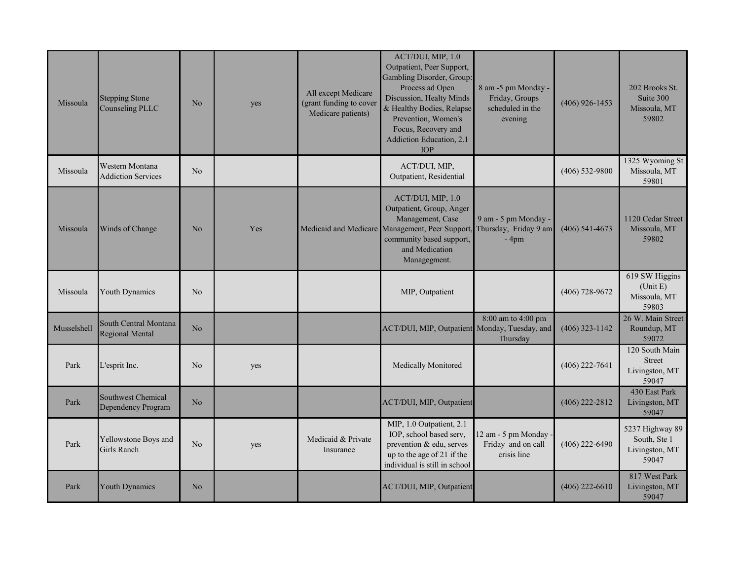| | | | | | | | | |
|---|---|---|---|---|---|---|---|---|
| Missoula | Stepping Stone Counseling PLLC | No | yes | All except Medicare (grant funding to cover Medicare patients) | ACT/DUI, MIP, 1.0 Outpatient, Peer Support, Gambling Disorder, Group: Process ad Open Discussion, Healty Minds & Healthy Bodies, Relapse Prevention, Women's Focus, Recovery and Addiction Education, 2.1 IOP | 8 am -5 pm Monday - Friday, Groups scheduled in the evening | (406) 926-1453 | 202 Brooks St. Suite 300 Missoula, MT 59802 |
| Missoula | Western Montana Addiction Services | No | | | ACT/DUI, MIP, Outpatient, Residential | | (406) 532-9800 | 1325 Wyoming St Missoula, MT 59801 |
| Missoula | Winds of Change | No | Yes | Medicaid and Medicare | ACT/DUI, MIP, 1.0 Outpatient, Group, Anger Management, Case Management, Peer Support, community based support, and Medication Managegment. | 9 am - 5 pm Monday - Thursday, Friday 9 am - 4pm | (406) 541-4673 | 1120 Cedar Street Missoula, MT 59802 |
| Missoula | Youth Dynamics | No | | | MIP, Outpatient | | (406) 728-9672 | 619 SW Higgins (Unit E) Missoula, MT 59803 |
| Musselshell | South Central Montana Regional Mental | No | | | ACT/DUI, MIP, Outpatient | 8:00 am to 4:00 pm Monday, Tuesday, and Thursday | (406) 323-1142 | 26 W. Main Street Roundup, MT 59072 |
| Park | L'esprit Inc. | No | yes | | Medically Monitored | | (406) 222-7641 | 120 South Main Street Livingston, MT 59047 |
| Park | Southwest Chemical Dependency Program | No | | | ACT/DUI, MIP, Outpatient | | (406) 222-2812 | 430 East Park Livingston, MT 59047 |
| Park | Yellowstone Boys and Girls Ranch | No | yes | Medicaid & Private Insurance | MIP, 1.0 Outpatient, 2.1 IOP, school based serv, prevention & edu, serves up to the age of 21 if the individual is still in school | 12 am - 5 pm Monday - Friday and on call crisis line | (406) 222-6490 | 5237 Highway 89 South, Ste 1 Livingston, MT 59047 |
| Park | Youth Dynamics | No | | | ACT/DUI, MIP, Outpatient | | (406) 222-6610 | 817 West Park Livingston, MT 59047 |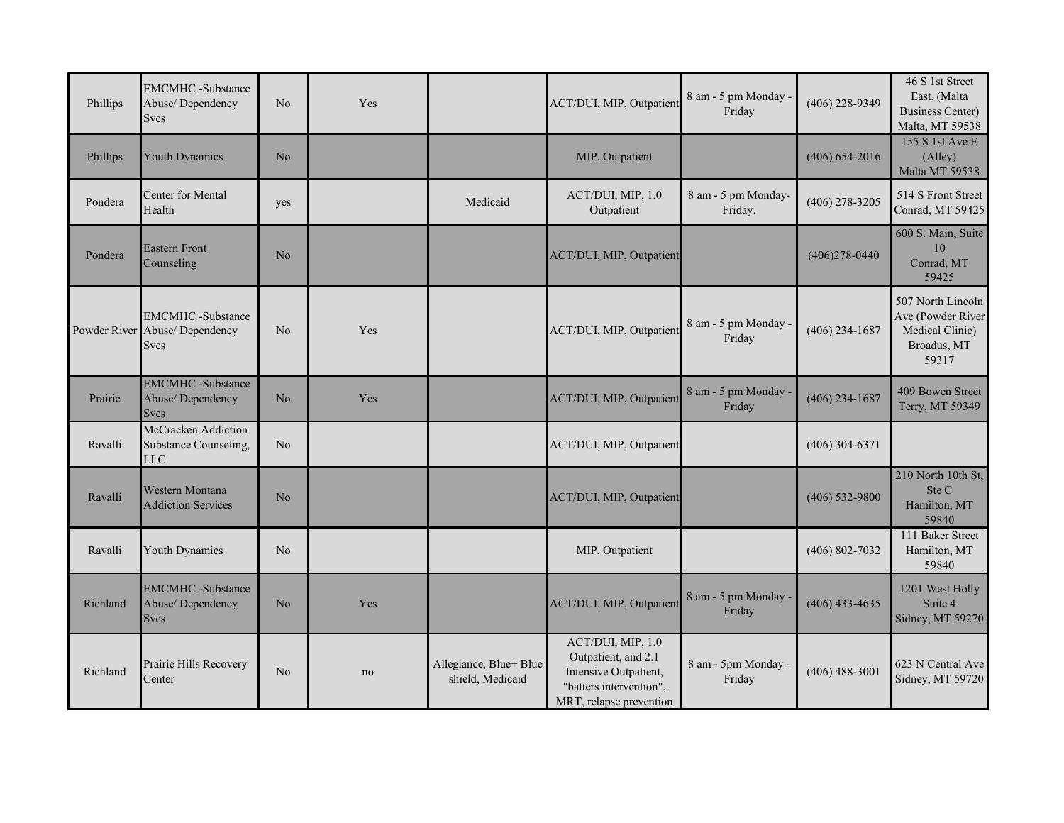| | | | | | | | | |
|---|---|---|---|---|---|---|---|---|
| Phillips | EMCMHC -Substance Abuse/ Dependency Svcs | No | Yes | | ACT/DUI, MIP, Outpatient | 8 am - 5 pm Monday - Friday | (406) 228-9349 | 46 S 1st Street East, (Malta Business Center) Malta, MT 59538 |
| Phillips | Youth Dynamics | No | | | MIP, Outpatient | | (406) 654-2016 | 155 S 1st Ave E (Alley) Malta MT 59538 |
| Pondera | Center for Mental Health | yes | | Medicaid | ACT/DUI, MIP, 1.0 Outpatient | 8 am - 5 pm Monday- Friday. | (406) 278-3205 | 514 S Front Street Conrad, MT 59425 |
| Pondera | Eastern Front Counseling | No | | | ACT/DUI, MIP, Outpatient | | (406)278-0440 | 600 S. Main, Suite 10 Conrad, MT 59425 |
| Powder River | EMCMHC -Substance Abuse/ Dependency Svcs | No | Yes | | ACT/DUI, MIP, Outpatient | 8 am - 5 pm Monday - Friday | (406) 234-1687 | 507 North Lincoln Ave (Powder River Medical Clinic) Broadus, MT 59317 |
| Prairie | EMCMHC -Substance Abuse/ Dependency Svcs | No | Yes | | ACT/DUI, MIP, Outpatient | 8 am - 5 pm Monday - Friday | (406) 234-1687 | 409 Bowen Street Terry, MT 59349 |
| Ravalli | McCracken Addiction Substance Counseling, LLC | No | | | ACT/DUI, MIP, Outpatient | | (406) 304-6371 | |
| Ravalli | Western Montana Addiction Services | No | | | ACT/DUI, MIP, Outpatient | | (406) 532-9800 | 210 North 10th St, Ste C Hamilton, MT 59840 |
| Ravalli | Youth Dynamics | No | | | MIP, Outpatient | | (406) 802-7032 | 111 Baker Street Hamilton, MT 59840 |
| Richland | EMCMHC -Substance Abuse/ Dependency Svcs | No | Yes | | ACT/DUI, MIP, Outpatient | 8 am - 5 pm Monday - Friday | (406) 433-4635 | 1201 West Holly Suite 4 Sidney, MT 59270 |
| Richland | Prairie Hills Recovery Center | No | no | Allegiance, Blue+ Blue shield, Medicaid | ACT/DUI, MIP, 1.0 Outpatient, and 2.1 Intensive Outpatient, "batters intervention", MRT, relapse prevention | 8 am - 5pm Monday - Friday | (406) 488-3001 | 623 N Central Ave Sidney, MT 59720 |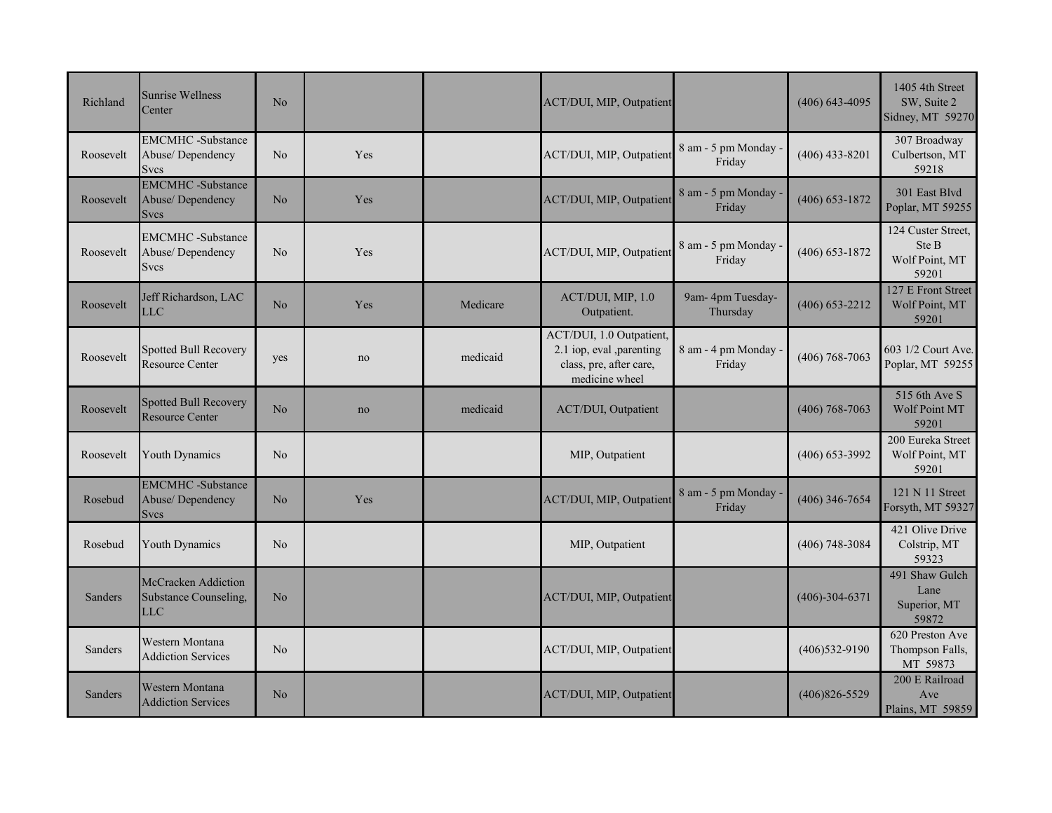| | | | | | | | | |
|---|---|---|---|---|---|---|---|---|
| Richland | Sunrise Wellness Center | No | | | ACT/DUI, MIP, Outpatient | | (406) 643-4095 | 1405 4th Street SW, Suite 2 Sidney, MT 59270 |
| Roosevelt | EMCMHC -Substance Abuse/ Dependency Svcs | No | Yes | | ACT/DUI, MIP, Outpatient | 8 am - 5 pm Monday - Friday | (406) 433-8201 | 307 Broadway Culbertson, MT 59218 |
| Roosevelt | EMCMHC -Substance Abuse/ Dependency Svcs | No | Yes | | ACT/DUI, MIP, Outpatient | 8 am - 5 pm Monday - Friday | (406) 653-1872 | 301 East Blvd Poplar, MT 59255 |
| Roosevelt | EMCMHC -Substance Abuse/ Dependency Svcs | No | Yes | | ACT/DUI, MIP, Outpatient | 8 am - 5 pm Monday - Friday | (406) 653-1872 | 124 Custer Street, Ste B Wolf Point, MT 59201 |
| Roosevelt | Jeff Richardson, LAC LLC | No | Yes | Medicare | ACT/DUI, MIP, 1.0 Outpatient. | 9am- 4pm Tuesday-Thursday | (406) 653-2212 | 127 E Front Street Wolf Point, MT 59201 |
| Roosevelt | Spotted Bull Recovery Resource Center | yes | no | medicaid | ACT/DUI, 1.0 Outpatient, 2.1 iop, eval ,parenting class, pre, after care, medicine wheel | 8 am - 4 pm Monday - Friday | (406) 768-7063 | 603 1/2 Court Ave. Poplar, MT 59255 |
| Roosevelt | Spotted Bull Recovery Resource Center | No | no | medicaid | ACT/DUI, Outpatient | | (406) 768-7063 | 515 6th Ave S Wolf Point MT 59201 |
| Roosevelt | Youth Dynamics | No | | | MIP, Outpatient | | (406) 653-3992 | 200 Eureka Street Wolf Point, MT 59201 |
| Rosebud | EMCMHC -Substance Abuse/ Dependency Svcs | No | Yes | | ACT/DUI, MIP, Outpatient | 8 am - 5 pm Monday - Friday | (406) 346-7654 | 121 N 11 Street Forsyth, MT 59327 |
| Rosebud | Youth Dynamics | No | | | MIP, Outpatient | | (406) 748-3084 | 421 Olive Drive Colstrip, MT 59323 |
| Sanders | McCracken Addiction Substance Counseling, LLC | No | | | ACT/DUI, MIP, Outpatient | | (406)-304-6371 | 491 Shaw Gulch Lane Superior, MT 59872 |
| Sanders | Western Montana Addiction Services | No | | | ACT/DUI, MIP, Outpatient | | (406)532-9190 | 620 Preston Ave Thompson Falls, MT 59873 |
| Sanders | Western Montana Addiction Services | No | | | ACT/DUI, MIP, Outpatient | | (406)826-5529 | 200 E Railroad Ave Plains, MT 59859 |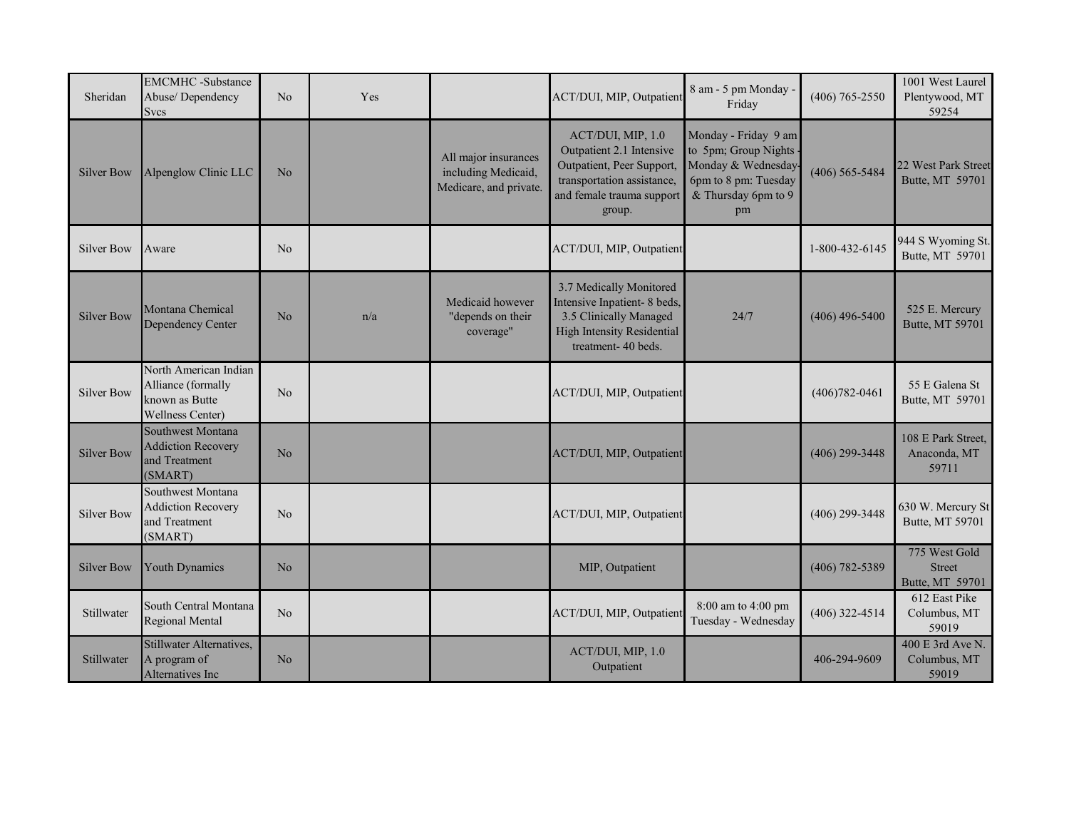| | | | | | | | | |
|---|---|---|---|---|---|---|---|---|
| Sheridan | EMCMHC -Substance Abuse/ Dependency Svcs | No | Yes | | ACT/DUI, MIP, Outpatient | 8 am - 5 pm Monday - Friday | (406) 765-2550 | 1001 West Laurel Plentywood, MT 59254 |
| Silver Bow | Alpenglow Clinic LLC | No | | All major insurances including Medicaid, Medicare, and private. | ACT/DUI, MIP, 1.0 Outpatient 2.1 Intensive Outpatient, Peer Support, transportation assistance, and female trauma support group. | Monday - Friday 9 am to 5pm; Group Nights - Monday & Wednesday- 6pm to 8 pm: Tuesday & Thursday 6pm to 9 pm | (406) 565-5484 | 22 West Park Street Butte, MT 59701 |
| Silver Bow | Aware | No | | | ACT/DUI, MIP, Outpatient | | 1-800-432-6145 | 944 S Wyoming St. Butte, MT 59701 |
| Silver Bow | Montana Chemical Dependency Center | No | n/a | Medicaid however "depends on their coverage" | 3.7 Medically Monitored Intensive Inpatient- 8 beds, 3.5 Clinically Managed High Intensity Residential treatment- 40 beds. | 24/7 | (406) 496-5400 | 525 E. Mercury Butte, MT 59701 |
| Silver Bow | North American Indian Alliance (formally known as Butte Wellness Center) | No | | | ACT/DUI, MIP, Outpatient | | (406)782-0461 | 55 E Galena St Butte, MT 59701 |
| Silver Bow | Southwest Montana Addiction Recovery and Treatment (SMART) | No | | | ACT/DUI, MIP, Outpatient | | (406) 299-3448 | 108 E Park Street, Anaconda, MT 59711 |
| Silver Bow | Southwest Montana Addiction Recovery and Treatment (SMART) | No | | | ACT/DUI, MIP, Outpatient | | (406) 299-3448 | 630 W. Mercury St Butte, MT 59701 |
| Silver Bow | Youth Dynamics | No | | | MIP, Outpatient | | (406) 782-5389 | 775 West Gold Street Butte, MT 59701 |
| Stillwater | South Central Montana Regional Mental | No | | | ACT/DUI, MIP, Outpatient | 8:00 am to 4:00 pm Tuesday - Wednesday | (406) 322-4514 | 612 East Pike Columbus, MT 59019 |
| Stillwater | Stillwater Alternatives, A program of Alternatives Inc | No | | | ACT/DUI, MIP, 1.0 Outpatient | | 406-294-9609 | 400 E 3rd Ave N. Columbus, MT 59019 |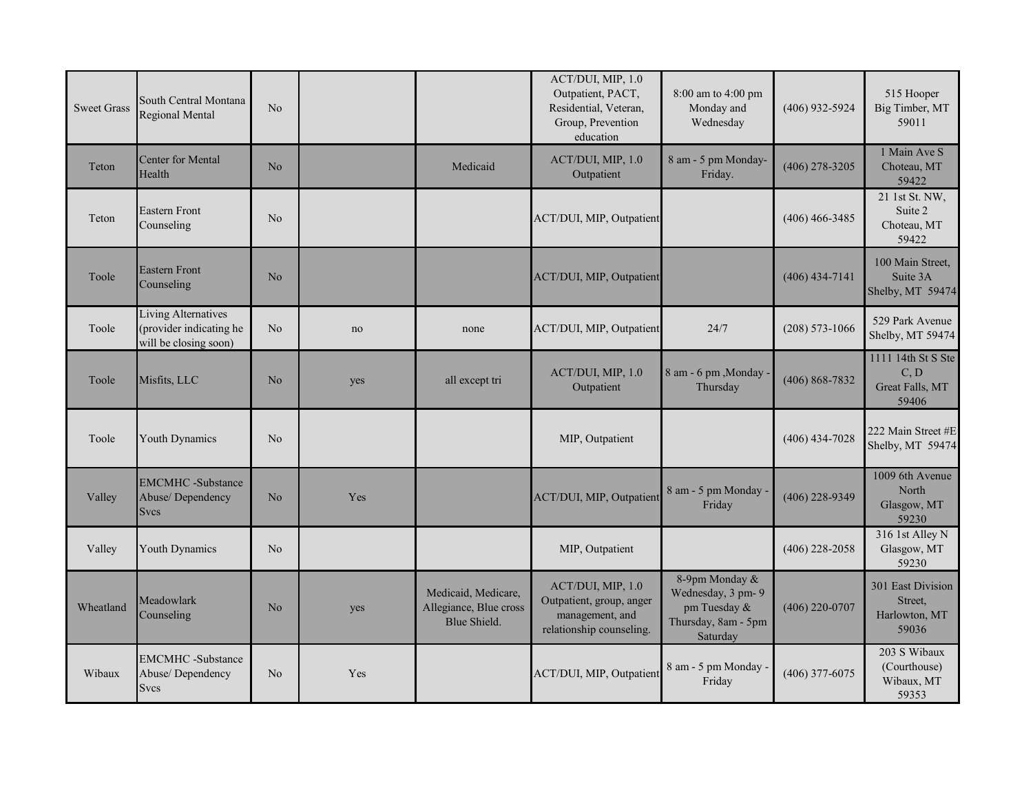| | | | | | | | | |
|---|---|---|---|---|---|---|---|---|
| Sweet Grass | South Central Montana Regional Mental | No | | | ACT/DUI, MIP, 1.0 Outpatient, PACT, Residential, Veteran, Group, Prevention education | 8:00 am to 4:00 pm Monday and Wednesday | (406) 932-5924 | 515 Hooper Big Timber, MT 59011 |
| Teton | Center for Mental Health | No | | Medicaid | ACT/DUI, MIP, 1.0 Outpatient | 8 am - 5 pm Monday-Friday. | (406) 278-3205 | 1 Main Ave S Choteau, MT 59422 |
| Teton | Eastern Front Counseling | No | | | ACT/DUI, MIP, Outpatient | | (406) 466-3485 | 21 1st St. NW, Suite 2 Choteau, MT 59422 |
| Toole | Eastern Front Counseling | No | | | ACT/DUI, MIP, Outpatient | | (406) 434-7141 | 100 Main Street, Suite 3A Shelby, MT 59474 |
| Toole | Living Alternatives (provider indicating he will be closing soon) | No | no | none | ACT/DUI, MIP, Outpatient | 24/7 | (208) 573-1066 | 529 Park Avenue Shelby, MT 59474 |
| Toole | Misfits, LLC | No | yes | all except tri | ACT/DUI, MIP, 1.0 Outpatient | 8 am - 6 pm ,Monday - Thursday | (406) 868-7832 | 1111 14th St S Ste C, D Great Falls, MT 59406 |
| Toole | Youth Dynamics | No | | | MIP, Outpatient | | (406) 434-7028 | 222 Main Street #E Shelby, MT 59474 |
| Valley | EMCMHC -Substance Abuse/ Dependency Svcs | No | Yes | | ACT/DUI, MIP, Outpatient | 8 am - 5 pm Monday - Friday | (406) 228-9349 | 1009 6th Avenue North Glasgow, MT 59230 |
| Valley | Youth Dynamics | No | | | MIP, Outpatient | | (406) 228-2058 | 316 1st Alley N Glasgow, MT 59230 |
| Wheatland | Meadowlark Counseling | No | yes | Medicaid, Medicare, Allegiance, Blue cross Blue Shield. | ACT/DUI, MIP, 1.0 Outpatient, group, anger management, and relationship counseling. | 8-9pm Monday & Wednesday, 3 pm- 9 pm Tuesday & Thursday, 8am - 5pm Saturday | (406) 220-0707 | 301 East Division Street, Harlowton, MT 59036 |
| Wibaux | EMCMHC -Substance Abuse/ Dependency Svcs | No | Yes | | ACT/DUI, MIP, Outpatient | 8 am - 5 pm Monday - Friday | (406) 377-6075 | 203 S Wibaux (Courthouse) Wibaux, MT 59353 |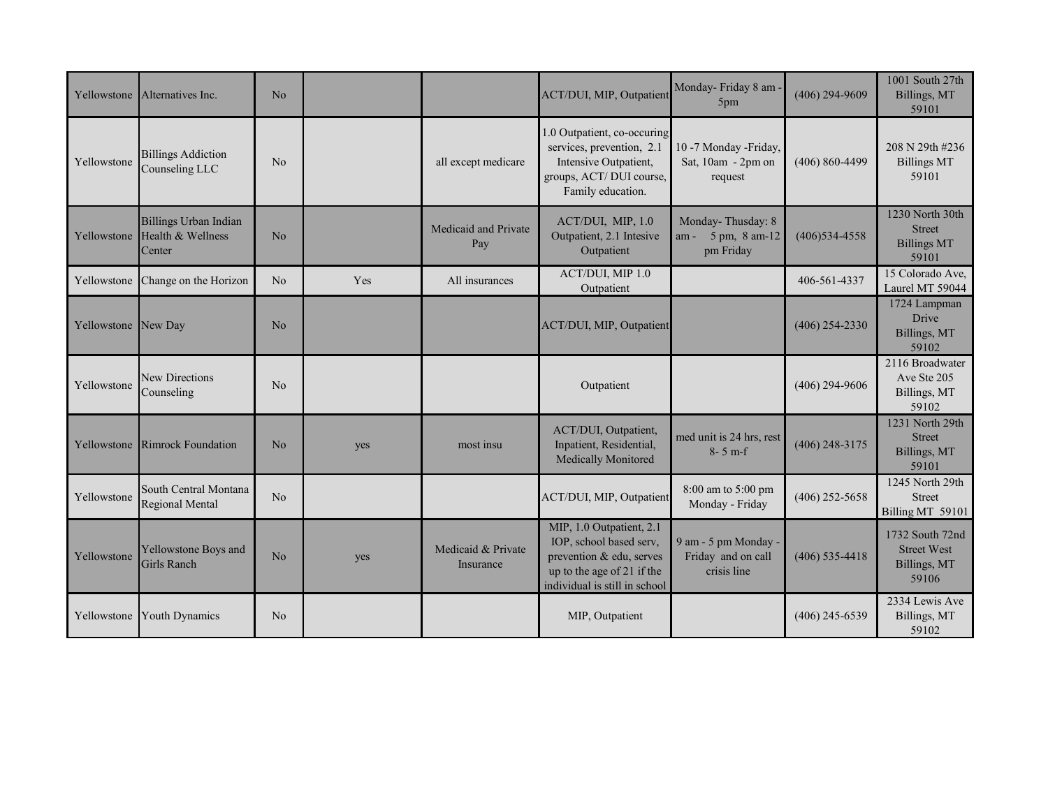| | | | | | | | | |
|---|---|---|---|---|---|---|---|---|
| Yellowstone | Alternatives Inc. | No | | | ACT/DUI, MIP, Outpatient | Monday- Friday 8 am - 5pm | (406) 294-9609 | 1001 South 27th Billings, MT 59101 |
| Yellowstone | Billings Addiction Counseling LLC | No | | all except medicare | 1.0 Outpatient, co-occuring services, prevention, 2.1 Intensive Outpatient, groups, ACT/ DUI course, Family education. | 10 -7 Monday -Friday, Sat, 10am - 2pm on request | (406) 860-4499 | 208 N 29th #236 Billings MT 59101 |
| Yellowstone | Billings Urban Indian Health & Wellness Center | No | | Medicaid and Private Pay | ACT/DUI, MIP, 1.0 Outpatient, 2.1 Intesive Outpatient | Monday- Thusday: 8 am - 5 pm, 8 am-12 pm Friday | (406)534-4558 | 1230 North 30th Street Billings MT 59101 |
| Yellowstone | Change on the Horizon | No | Yes | All insurances | ACT/DUI, MIP 1.0 Outpatient | | 406-561-4337 | 15 Colorado Ave, Laurel MT 59044 |
| Yellowstone | New Day | No | | | ACT/DUI, MIP, Outpatient | | (406) 254-2330 | 1724 Lampman Drive Billings, MT 59102 |
| Yellowstone | New Directions Counseling | No | | | Outpatient | | (406) 294-9606 | 2116 Broadwater Ave Ste 205 Billings, MT 59102 |
| Yellowstone | Rimrock Foundation | No | yes | most insu | ACT/DUI, Outpatient, Inpatient, Residential, Medically Monitored | med unit is 24 hrs, rest 8- 5 m-f | (406) 248-3175 | 1231 North 29th Street Billings, MT 59101 |
| Yellowstone | South Central Montana Regional Mental | No | | | ACT/DUI, MIP, Outpatient | 8:00 am to 5:00 pm Monday - Friday | (406) 252-5658 | 1245 North 29th Street Billing MT 59101 |
| Yellowstone | Yellowstone Boys and Girls Ranch | No | yes | Medicaid & Private Insurance | MIP, 1.0 Outpatient, 2.1 IOP, school based serv, prevention & edu, serves up to the age of 21 if the individual is still in school | 9 am - 5 pm Monday - Friday and on call crisis line | (406) 535-4418 | 1732 South 72nd Street West Billings, MT 59106 |
| Yellowstone | Youth Dynamics | No | | | MIP, Outpatient | | (406) 245-6539 | 2334 Lewis Ave Billings, MT 59102 |